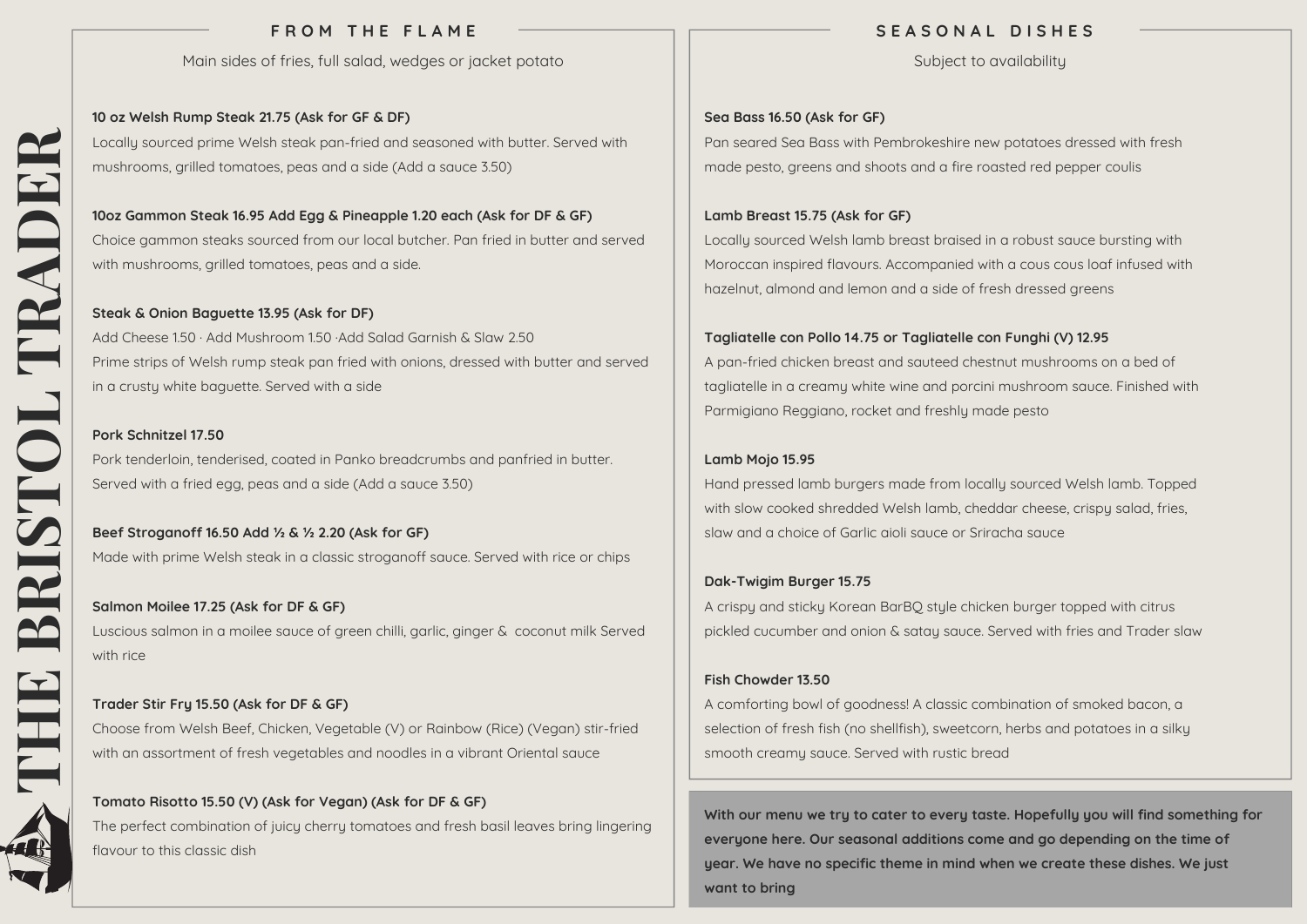# THE BRISTOL TRADER

## FROM THE FLAME

Main sides of fries, full salad, wedges or jacket potato

**10 oz Welsh Rump Steak 21.75 (Ask for GF & DF)**
Locally sourced prime Welsh steak pan-fried and seasoned with butter. Served with mushrooms, grilled tomatoes, peas and a side (Add a sauce 3.50)

**10oz Gammon Steak 16.95 Add Egg & Pineapple 1.20 each (Ask for DF & GF)**
Choice gammon steaks sourced from our local butcher. Pan fried in butter and served with mushrooms, grilled tomatoes, peas and a side.

**Steak & Onion Baguette 13.95 (Ask for DF)**
Add Cheese 1.50 · Add Mushroom 1.50 ·Add Salad Garnish & Slaw 2.50
Prime strips of Welsh rump steak pan fried with onions, dressed with butter and served in a crusty white baguette. Served with a side

**Pork Schnitzel 17.50**
Pork tenderloin, tenderised, coated in Panko breadcrumbs and panfried in butter. Served with a fried egg, peas and a side (Add a sauce 3.50)

**Beef Stroganoff 16.50 Add ½ & ½ 2.20 (Ask for GF)**
Made with prime Welsh steak in a classic stroganoff sauce. Served with rice or chips

**Salmon Moilee 17.25 (Ask for DF & GF)**
Luscious salmon in a moilee sauce of green chilli, garlic, ginger & coconut milk Served with rice

**Trader Stir Fry 15.50 (Ask for DF & GF)**
Choose from Welsh Beef, Chicken, Vegetable (V) or Rainbow (Rice) (Vegan) stir-fried with an assortment of fresh vegetables and noodles in a vibrant Oriental sauce

**Tomato Risotto 15.50 (V) (Ask for Vegan) (Ask for DF & GF)**
The perfect combination of juicy cherry tomatoes and fresh basil leaves bring lingering flavour to this classic dish

## SEASONAL DISHES

Subject to availability

**Sea Bass 16.50 (Ask for GF)**
Pan seared Sea Bass with Pembrokeshire new potatoes dressed with fresh made pesto, greens and shoots and a fire roasted red pepper coulis

**Lamb Breast 15.75 (Ask for GF)**
Locally sourced Welsh lamb breast braised in a robust sauce bursting with Moroccan inspired flavours. Accompanied with a cous cous loaf infused with hazelnut, almond and lemon and a side of fresh dressed greens

**Tagliatelle con Pollo 14.75 or Tagliatelle con Funghi (V) 12.95**
A pan-fried chicken breast and sauteed chestnut mushrooms on a bed of tagliatelle in a creamy white wine and porcini mushroom sauce. Finished with Parmigiano Reggiano, rocket and freshly made pesto

**Lamb Mojo 15.95**
Hand pressed lamb burgers made from locally sourced Welsh lamb. Topped with slow cooked shredded Welsh lamb, cheddar cheese, crispy salad, fries, slaw and a choice of Garlic aioli sauce or Sriracha sauce

**Dak-Twigim Burger 15.75**
A crispy and sticky Korean BarBQ style chicken burger topped with citrus pickled cucumber and onion & satay sauce. Served with fries and Trader slaw

**Fish Chowder 13.50**
A comforting bowl of goodness! A classic combination of smoked bacon, a selection of fresh fish (no shellfish), sweetcorn, herbs and potatoes in a silky smooth creamy sauce. Served with rustic bread

**With our menu we try to cater to every taste. Hopefully you will find something for everyone here. Our seasonal additions come and go depending on the time of year. We have no specific theme in mind when we create these dishes. We just want to bring**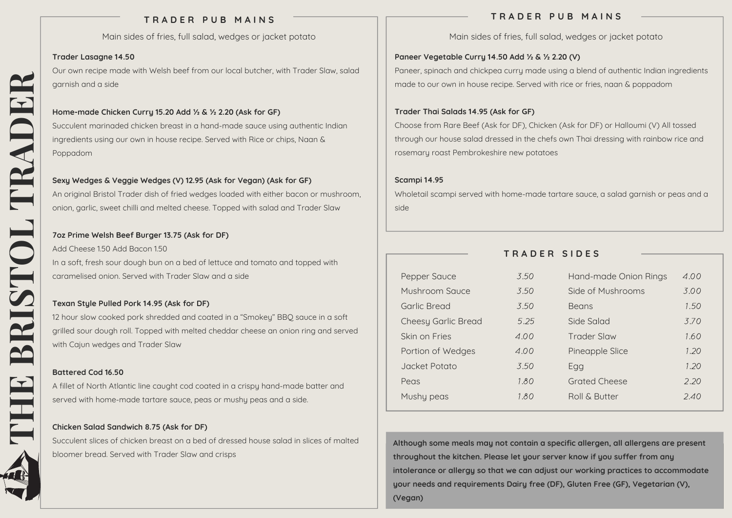# THE BRISTOL TRADER

## TRADER PUB MAINS

Main sides of fries, full salad, wedges or jacket potato

**Trader Lasagne 14.50**
Our own recipe made with Welsh beef from our local butcher, with Trader Slaw, salad garnish and a side

**Home-made Chicken Curry 15.20 Add ½ & ½ 2.20 (Ask for GF)**
Succulent marinaded chicken breast in a hand-made sauce using authentic Indian ingredients using our own in house recipe. Served with Rice or chips, Naan & Poppadom

**Sexy Wedges & Veggie Wedges (V) 12.95 (Ask for Vegan) (Ask for GF)**
An original Bristol Trader dish of fried wedges loaded with either bacon or mushroom, onion, garlic, sweet chilli and melted cheese. Topped with salad and Trader Slaw

**7oz Prime Welsh Beef Burger 13.75 (Ask for DF)**
Add Cheese 1.50 Add Bacon 1.50
In a soft, fresh sour dough bun on a bed of lettuce and tomato and topped with caramelised onion. Served with Trader Slaw and a side

**Texan Style Pulled Pork 14.95 (Ask for DF)**
12 hour slow cooked pork shredded and coated in a "Smokey" BBQ sauce in a soft grilled sour dough roll. Topped with melted cheddar cheese an onion ring and served with Cajun wedges and Trader Slaw

**Battered Cod 16.50**
A fillet of North Atlantic line caught cod coated in a crispy hand-made batter and served with home-made tartare sauce, peas or mushy peas and a side.

**Chicken Salad Sandwich 8.75 (Ask for DF)**
Succulent slices of chicken breast on a bed of dressed house salad in slices of malted bloomer bread. Served with Trader Slaw and crisps

## TRADER PUB MAINS

Main sides of fries, full salad, wedges or jacket potato

**Paneer Vegetable Curry 14.50 Add ½ & ½ 2.20 (V)**
Paneer, spinach and chickpea curry made using a blend of authentic Indian ingredients made to our own in house recipe. Served with rice or fries, naan & poppadom

**Trader Thai Salads 14.95 (Ask for GF)**
Choose from Rare Beef (Ask for DF), Chicken (Ask for DF) or Halloumi (V) All tossed through our house salad dressed in the chefs own Thai dressing with rainbow rice and rosemary roast Pembrokeshire new potatoes

**Scampi 14.95**
Wholetail scampi served with home-made tartare sauce, a salad garnish or peas and a side

## TRADER SIDES

| | | | |
|---|---|---|---|
| Pepper Sauce | *3.50* | Hand-made Onion Rings | *4.00* |
| Mushroom Sauce | *3.50* | Side of Mushrooms | *3.00* |
| Garlic Bread | *3.50* | Beans | *1.50* |
| Cheesy Garlic Bread | *5.25* | Side Salad | *3.70* |
| Skin on Fries | *4.00* | Trader Slaw | *1.60* |
| Portion of Wedges | *4.00* | Pineapple Slice | *1.20* |
| Jacket Potato | *3.50* | Egg | *1.20* |
| Peas | *1.80* | Grated Cheese | *2.20* |
| Mushy peas | *1.80* | Roll & Butter | *2.40* |

**Although some meals may not contain a specific allergen, all allergens are present throughout the kitchen. Please let your server know if you suffer from any intolerance or allergy so that we can adjust our working practices to accommodate your needs and requirements Dairy free (DF), Gluten Free (GF), Vegetarian (V), (Vegan)**